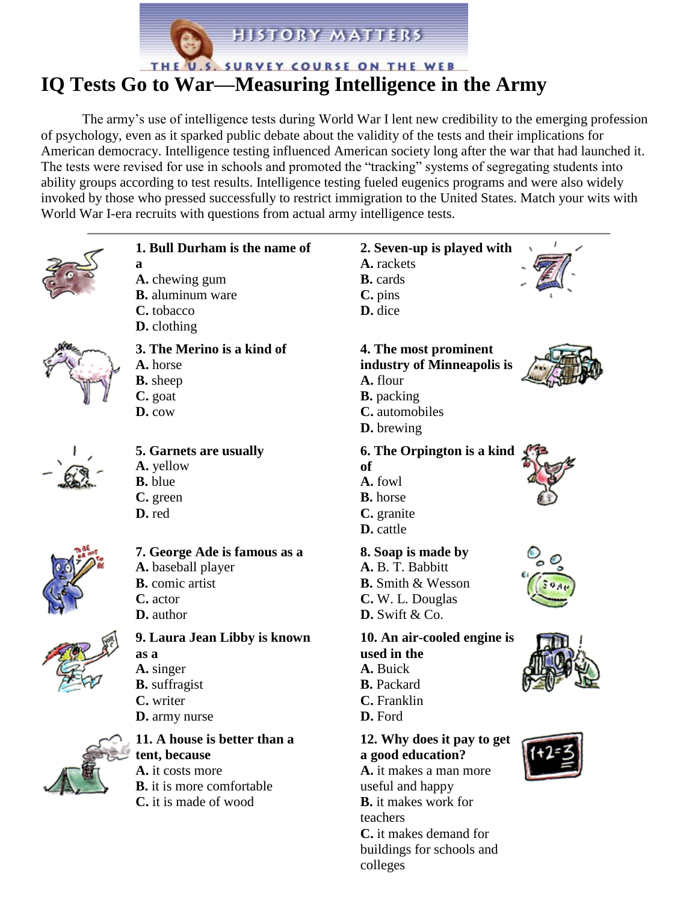# IQ Tests Go to War—Measuring Intelligence in the Army

The army's use of intelligence tests during World War I lent new credibility to the emerging profession of psychology, even as it sparked public debate about the validity of the tests and their implications for American democracy. Intelligence testing influenced American society long after the war that had launched it. The tests were revised for use in schools and promoted the "tracking" systems of segregating students into ability groups according to test results. Intelligence testing fueled eugenics programs and were also widely invoked by those who pressed successfully to restrict immigration to the United States. Match your wits with World War I-era recruits with questions from actual army intelligence tests.

---

**1. Bull Durham is the name of a**
**A.** chewing gum
**B.** aluminum ware
**C.** tobacco
**D.** clothing

**2. Seven-up is played with**
**A.** rackets
**B.** cards
**C.** pins
**D.** dice

**3. The Merino is a kind of**
**A.** horse
**B.** sheep
**C.** goat
**D.** cow

**4. The most prominent industry of Minneapolis is**
**A.** flour
**B.** packing
**C.** automobiles
**D.** brewing

**5. Garnets are usually**
**A.** yellow
**B.** blue
**C.** green
**D.** red

**6. The Orpington is a kind of**
**A.** fowl
**B.** horse
**C.** granite
**D.** cattle

**7. George Ade is famous as a**
**A.** baseball player
**B.** comic artist
**C.** actor
**D.** author

**8. Soap is made by**
**A.** B. T. Babbitt
**B.** Smith & Wesson
**C.** W. L. Douglas
**D.** Swift & Co.

**9. Laura Jean Libby is known as a**
**A.** singer
**B.** suffragist
**C.** writer
**D.** army nurse

**10. An air-cooled engine is used in the**
**A.** Buick
**B.** Packard
**C.** Franklin
**D.** Ford

**11. A house is better than a tent, because**
**A.** it costs more
**B.** it is more comfortable
**C.** it is made of wood

**12. Why does it pay to get a good education?**
**A.** it makes a man more useful and happy
**B.** it makes work for teachers
**C.** it makes demand for buildings for schools and colleges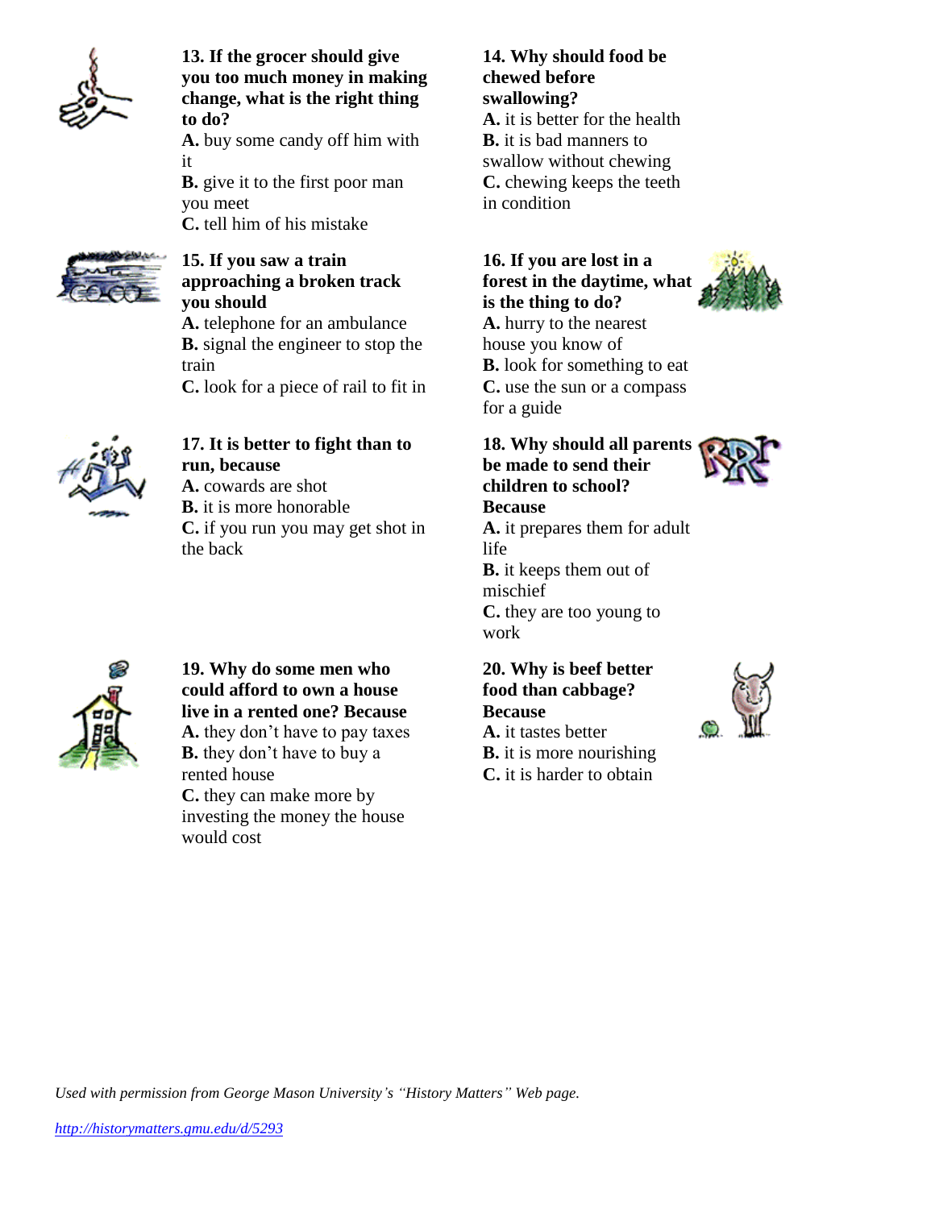**13. If the grocer should give you too much money in making change, what is the right thing to do?**

**A.** buy some candy off him with it
**B.** give it to the first poor man you meet
**C.** tell him of his mistake

**14. Why should food be chewed before swallowing?**

**A.** it is better for the health
**B.** it is bad manners to swallow without chewing
**C.** chewing keeps the teeth in condition

**15. If you saw a train approaching a broken track you should**

**A.** telephone for an ambulance
**B.** signal the engineer to stop the train
**C.** look for a piece of rail to fit in

**16. If you are lost in a forest in the daytime, what is the thing to do?**

**A.** hurry to the nearest house you know of
**B.** look for something to eat
**C.** use the sun or a compass for a guide

**17. It is better to fight than to run, because**

**A.** cowards are shot
**B.** it is more honorable
**C.** if you run you may get shot in the back

**18. Why should all parents be made to send their children to school? Because**

**A.** it prepares them for adult life
**B.** it keeps them out of mischief
**C.** they are too young to work

**19. Why do some men who could afford to own a house live in a rented one? Because**

**A.** they don't have to pay taxes
**B.** they don't have to buy a rented house
**C.** they can make more by investing the money the house would cost

**20. Why is beef better food than cabbage? Because**

**A.** it tastes better
**B.** it is more nourishing
**C.** it is harder to obtain

*Used with permission from George Mason University's "History Matters" Web page.*

http://historymatters.gmu.edu/d/5293